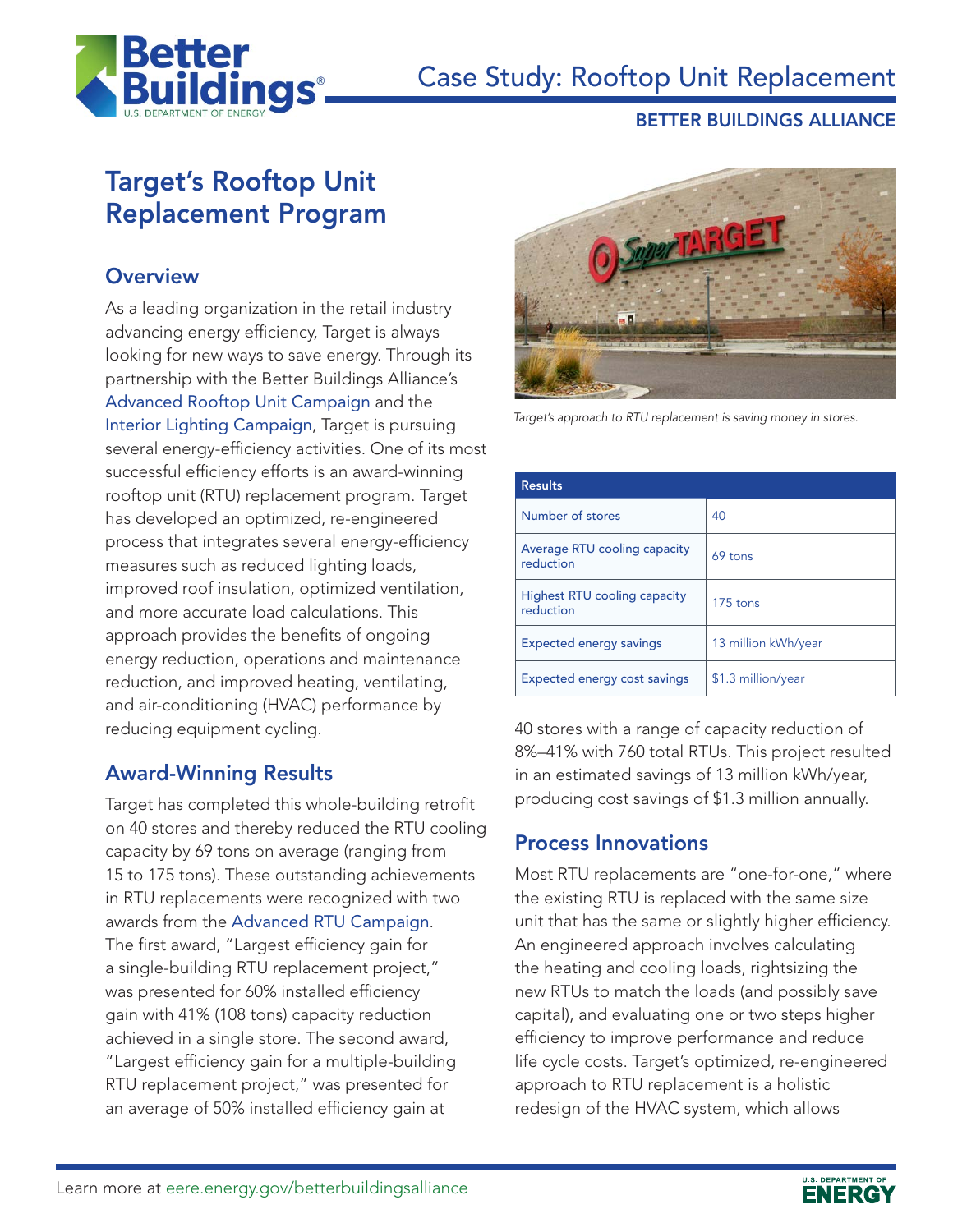Case Study: Rooftop Unit Replacement

BETTER BUILDINGS ALLIANCE

# Target's Rooftop Unit Replacement Program

## Overview

As a leading organization in the retail industry advancing energy efficiency, Target is always looking for new ways to save energy. Through its partnership with the Better Buildings Alliance's Advanced Rooftop Unit Campaign and the Interior Lighting Campaign, Target is pursuing several energy-efficiency activities. One of its most successful efficiency efforts is an award-winning rooftop unit (RTU) replacement program. Target has developed an optimized, re-engineered process that integrates several energy-efficiency measures such as reduced lighting loads, improved roof insulation, optimized ventilation, and more accurate load calculations. This approach provides the benefits of ongoing energy reduction, operations and maintenance reduction, and improved heating, ventilating, and air-conditioning (HVAC) performance by reducing equipment cycling.

## Award-Winning Results

Target has completed this whole-building retrofit on 40 stores and thereby reduced the RTU cooling capacity by 69 tons on average (ranging from 15 to 175 tons). These outstanding achievements in RTU replacements were recognized with two awards from the Advanced RTU Campaign. The first award, "Largest efficiency gain for a single-building RTU replacement project," was presented for 60% installed efficiency gain with 41% (108 tons) capacity reduction achieved in a single store. The second award, "Largest efficiency gain for a multiple-building RTU replacement project," was presented for an average of 50% installed efficiency gain at 40 stores with a range of capacity reduction of 8%–41% with 760 total RTUs. This project resulted in an estimated savings of 13 million kWh/year, producing cost savings of $1.3 million annually.

*Target's approach to RTU replacement is saving money in stores.*

| Results | |
|---|---|
| Number of stores | 40 |
| Average RTU cooling capacity reduction | 69 tons |
| Highest RTU cooling capacity reduction | 175 tons |
| Expected energy savings | 13 million kWh/year |
| Expected energy cost savings | $1.3 million/year |

## Process Innovations

Most RTU replacements are "one-for-one," where the existing RTU is replaced with the same size unit that has the same or slightly higher efficiency. An engineered approach involves calculating the heating and cooling loads, rightsizing the new RTUs to match the loads (and possibly save capital), and evaluating one or two steps higher efficiency to improve performance and reduce life cycle costs. Target's optimized, re-engineered approach to RTU replacement is a holistic redesign of the HVAC system, which allows

Learn more at eere.energy.gov/betterbuildingsalliance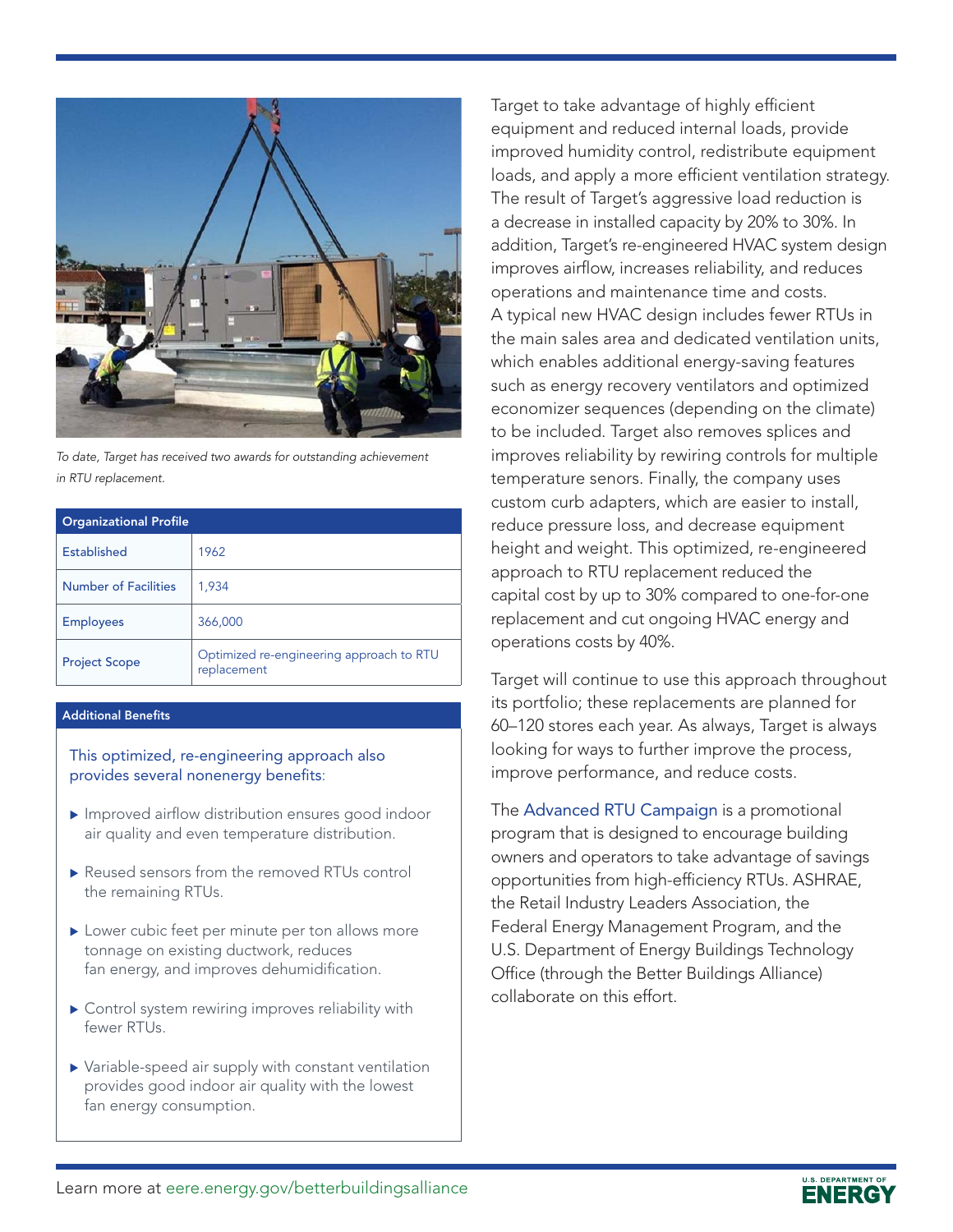*To date, Target has received two awards for outstanding achievement in RTU replacement.*

| Organizational Profile | |
| --- | --- |
| Established | 1962 |
| Number of Facilities | 1,934 |
| Employees | 366,000 |
| Project Scope | Optimized re-engineering approach to RTU replacement |

**Additional Benefits**

This optimized, re-engineering approach also provides several nonenergy benefits:

- Improved airflow distribution ensures good indoor air quality and even temperature distribution.
- Reused sensors from the removed RTUs control the remaining RTUs.
- Lower cubic feet per minute per ton allows more tonnage on existing ductwork, reduces fan energy, and improves dehumidification.
- Control system rewiring improves reliability with fewer RTUs.
- Variable-speed air supply with constant ventilation provides good indoor air quality with the lowest fan energy consumption.

Target to take advantage of highly efficient equipment and reduced internal loads, provide improved humidity control, redistribute equipment loads, and apply a more efficient ventilation strategy. The result of Target's aggressive load reduction is a decrease in installed capacity by 20% to 30%. In addition, Target's re-engineered HVAC system design improves airflow, increases reliability, and reduces operations and maintenance time and costs. A typical new HVAC design includes fewer RTUs in the main sales area and dedicated ventilation units, which enables additional energy-saving features such as energy recovery ventilators and optimized economizer sequences (depending on the climate) to be included. Target also removes splices and improves reliability by rewiring controls for multiple temperature senors. Finally, the company uses custom curb adapters, which are easier to install, reduce pressure loss, and decrease equipment height and weight. This optimized, re-engineered approach to RTU replacement reduced the capital cost by up to 30% compared to one-for-one replacement and cut ongoing HVAC energy and operations costs by 40%.

Target will continue to use this approach throughout its portfolio; these replacements are planned for 60–120 stores each year. As always, Target is always looking for ways to further improve the process, improve performance, and reduce costs.

The Advanced RTU Campaign is a promotional program that is designed to encourage building owners and operators to take advantage of savings opportunities from high-efficiency RTUs. ASHRAE, the Retail Industry Leaders Association, the Federal Energy Management Program, and the U.S. Department of Energy Buildings Technology Office (through the Better Buildings Alliance) collaborate on this effort.

Learn more at eere.energy.gov/betterbuildingsalliance